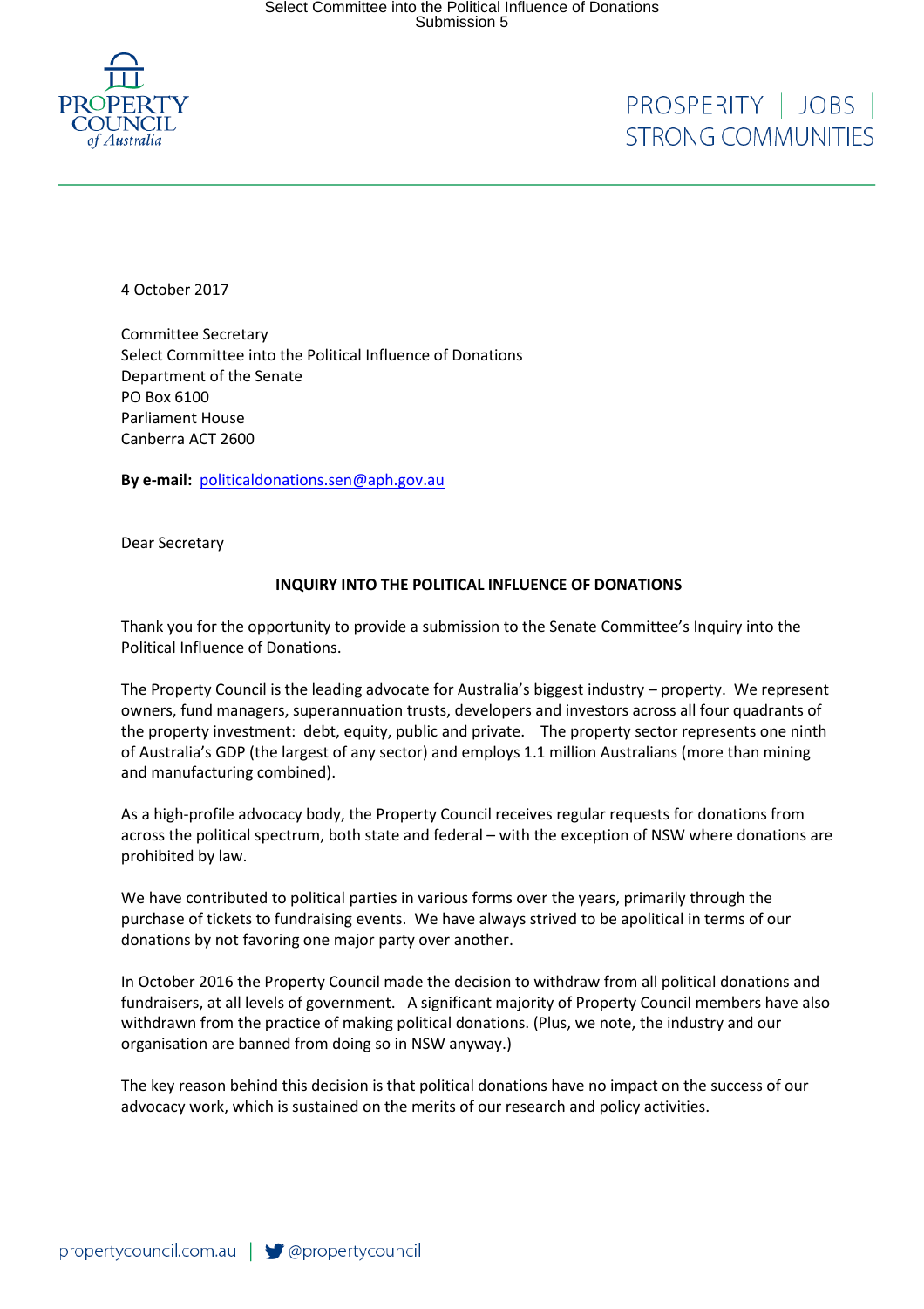4 October 2017

Committee Secretary
Select Committee into the Political Influence of Donations
Department of the Senate
PO Box 6100
Parliament House
Canberra ACT 2600

**By e-mail:** politicaldonations.sen@aph.gov.au

Dear Secretary

**INQUIRY INTO THE POLITICAL INFLUENCE OF DONATIONS**

Thank you for the opportunity to provide a submission to the Senate Committee's Inquiry into the Political Influence of Donations.

The Property Council is the leading advocate for Australia's biggest industry – property. We represent owners, fund managers, superannuation trusts, developers and investors across all four quadrants of the property investment: debt, equity, public and private. The property sector represents one ninth of Australia's GDP (the largest of any sector) and employs 1.1 million Australians (more than mining and manufacturing combined).

As a high-profile advocacy body, the Property Council receives regular requests for donations from across the political spectrum, both state and federal – with the exception of NSW where donations are prohibited by law.

We have contributed to political parties in various forms over the years, primarily through the purchase of tickets to fundraising events. We have always strived to be apolitical in terms of our donations by not favoring one major party over another.

In October 2016 the Property Council made the decision to withdraw from all political donations and fundraisers, at all levels of government. A significant majority of Property Council members have also withdrawn from the practice of making political donations. (Plus, we note, the industry and our organisation are banned from doing so in NSW anyway.)

The key reason behind this decision is that political donations have no impact on the success of our advocacy work, which is sustained on the merits of our research and policy activities.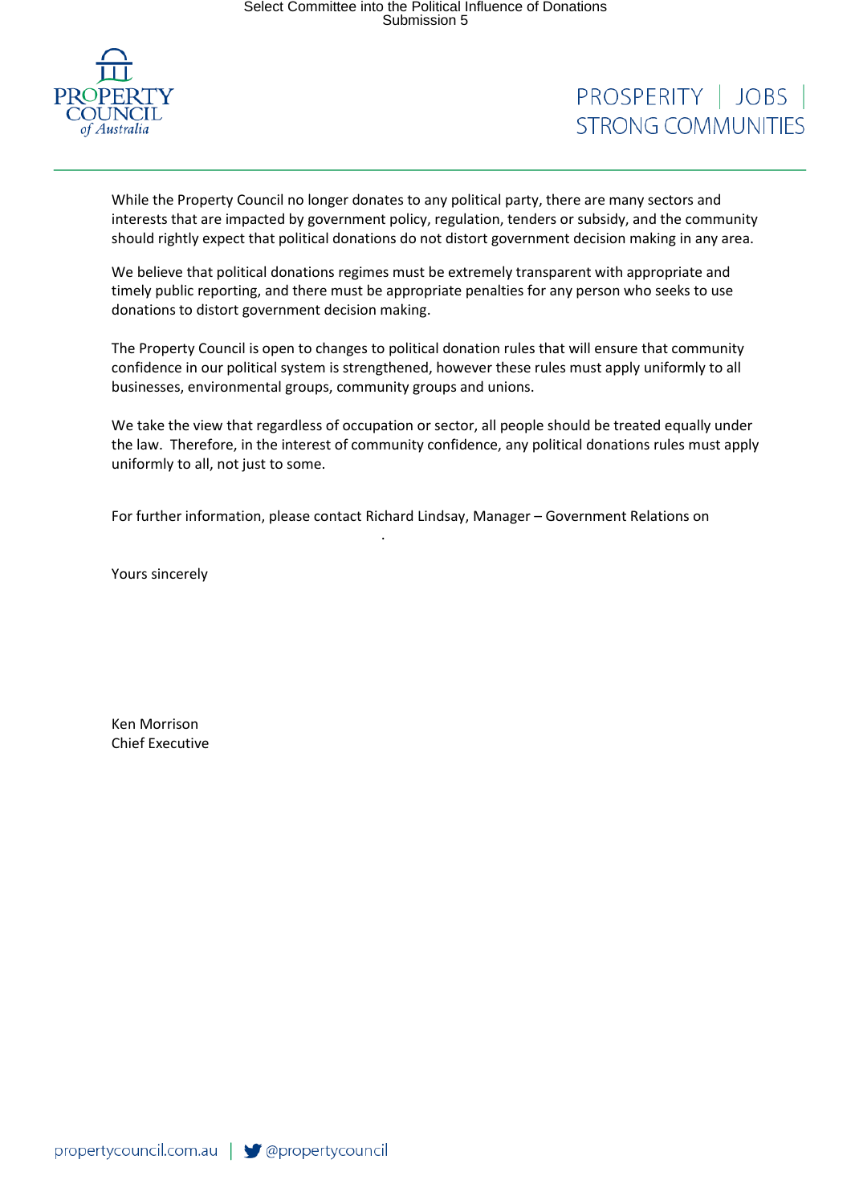While the Property Council no longer donates to any political party, there are many sectors and interests that are impacted by government policy, regulation, tenders or subsidy, and the community should rightly expect that political donations do not distort government decision making in any area.

We believe that political donations regimes must be extremely transparent with appropriate and timely public reporting, and there must be appropriate penalties for any person who seeks to use donations to distort government decision making.

The Property Council is open to changes to political donation rules that will ensure that community confidence in our political system is strengthened, however these rules must apply uniformly to all businesses, environmental groups, community groups and unions.

We take the view that regardless of occupation or sector, all people should be treated equally under the law. Therefore, in the interest of community confidence, any political donations rules must apply uniformly to all, not just to some.

For further information, please contact Richard Lindsay, Manager – Government Relations on

.

Yours sincerely

Ken Morrison
Chief Executive